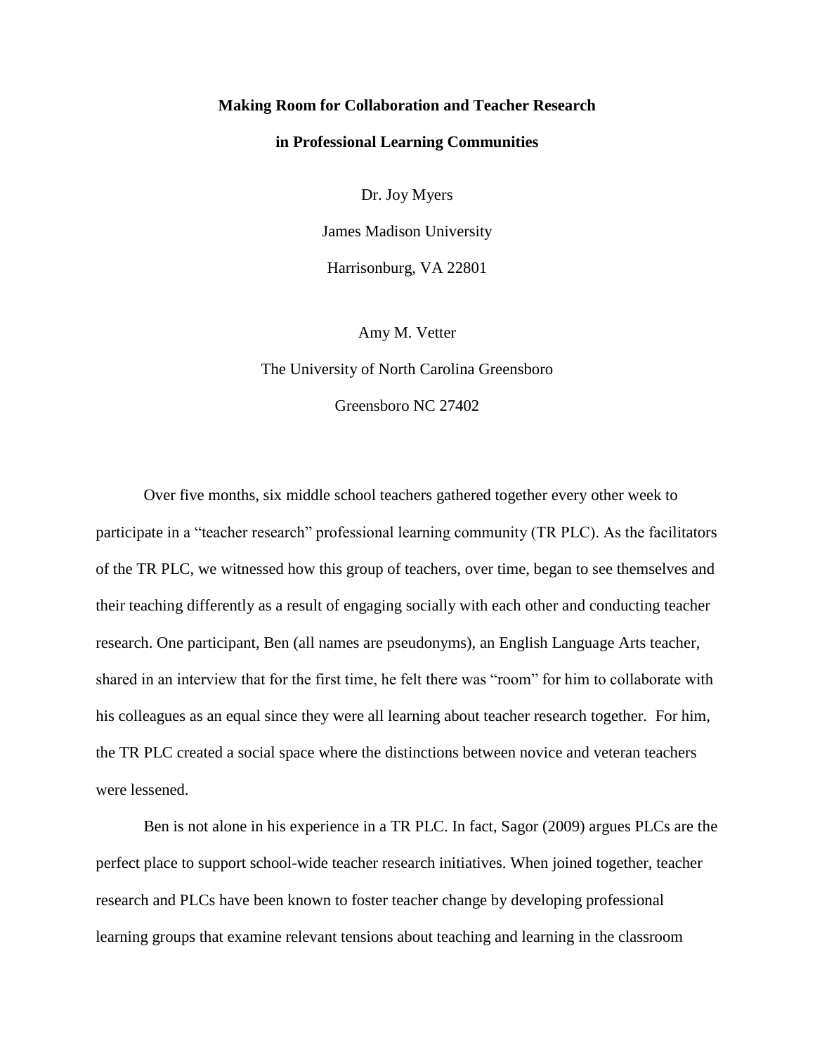# Making Room for Collaboration and Teacher Research in Professional Learning Communities

Dr. Joy Myers

James Madison University

Harrisonburg, VA 22801

Amy M. Vetter

The University of North Carolina Greensboro

Greensboro NC 27402

Over five months, six middle school teachers gathered together every other week to participate in a "teacher research" professional learning community (TR PLC). As the facilitators of the TR PLC, we witnessed how this group of teachers, over time, began to see themselves and their teaching differently as a result of engaging socially with each other and conducting teacher research. One participant, Ben (all names are pseudonyms), an English Language Arts teacher, shared in an interview that for the first time, he felt there was "room" for him to collaborate with his colleagues as an equal since they were all learning about teacher research together. For him, the TR PLC created a social space where the distinctions between novice and veteran teachers were lessened.

Ben is not alone in his experience in a TR PLC. In fact, Sagor (2009) argues PLCs are the perfect place to support school-wide teacher research initiatives. When joined together, teacher research and PLCs have been known to foster teacher change by developing professional learning groups that examine relevant tensions about teaching and learning in the classroom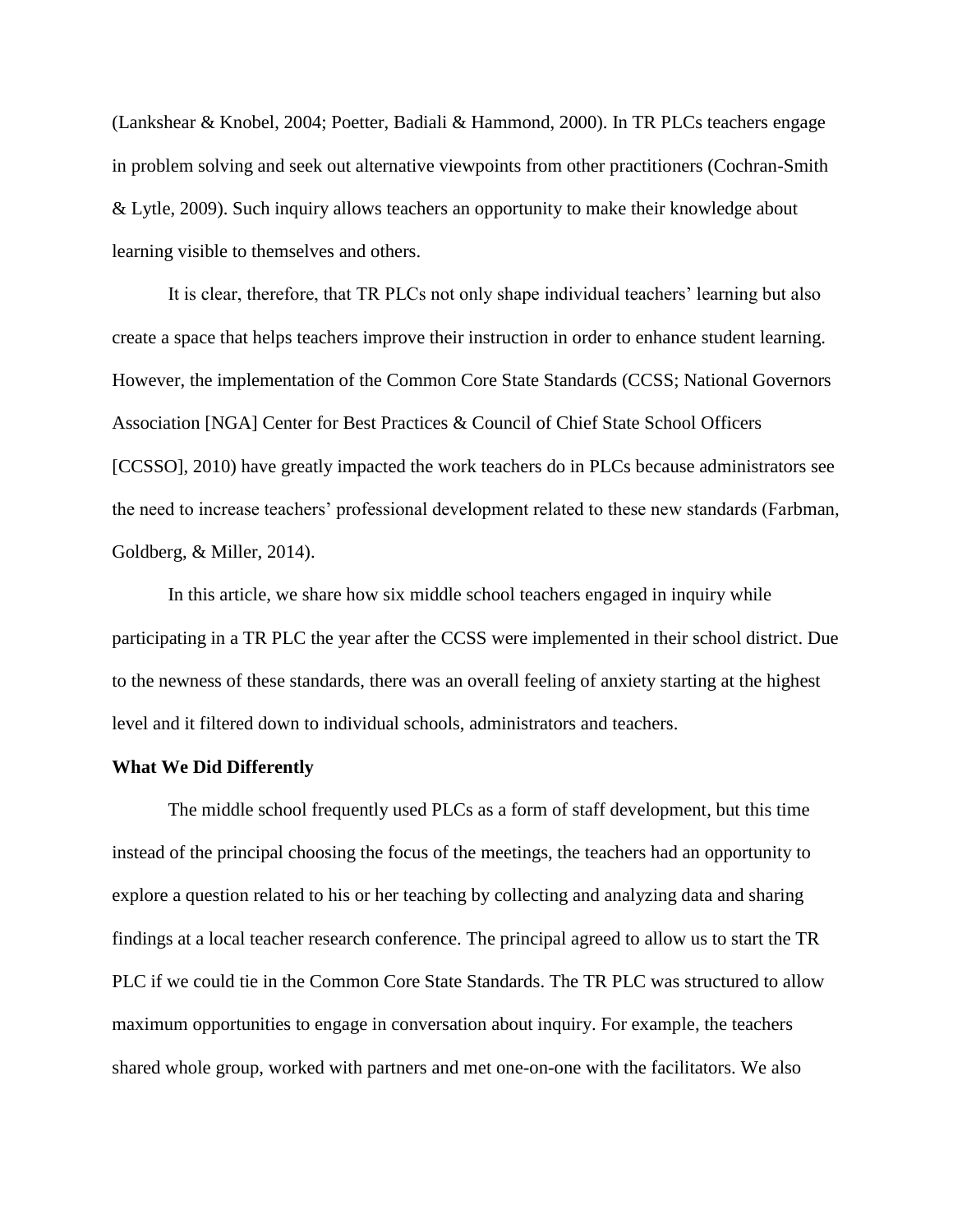(Lankshear & Knobel, 2004; Poetter, Badiali & Hammond, 2000). In TR PLCs teachers engage in problem solving and seek out alternative viewpoints from other practitioners (Cochran-Smith & Lytle, 2009). Such inquiry allows teachers an opportunity to make their knowledge about learning visible to themselves and others.

It is clear, therefore, that TR PLCs not only shape individual teachers' learning but also create a space that helps teachers improve their instruction in order to enhance student learning. However, the implementation of the Common Core State Standards (CCSS; National Governors Association [NGA] Center for Best Practices & Council of Chief State School Officers [CCSSO], 2010) have greatly impacted the work teachers do in PLCs because administrators see the need to increase teachers' professional development related to these new standards (Farbman, Goldberg, & Miller, 2014).

In this article, we share how six middle school teachers engaged in inquiry while participating in a TR PLC the year after the CCSS were implemented in their school district. Due to the newness of these standards, there was an overall feeling of anxiety starting at the highest level and it filtered down to individual schools, administrators and teachers.

**What We Did Differently**

The middle school frequently used PLCs as a form of staff development, but this time instead of the principal choosing the focus of the meetings, the teachers had an opportunity to explore a question related to his or her teaching by collecting and analyzing data and sharing findings at a local teacher research conference. The principal agreed to allow us to start the TR PLC if we could tie in the Common Core State Standards. The TR PLC was structured to allow maximum opportunities to engage in conversation about inquiry. For example, the teachers shared whole group, worked with partners and met one-on-one with the facilitators. We also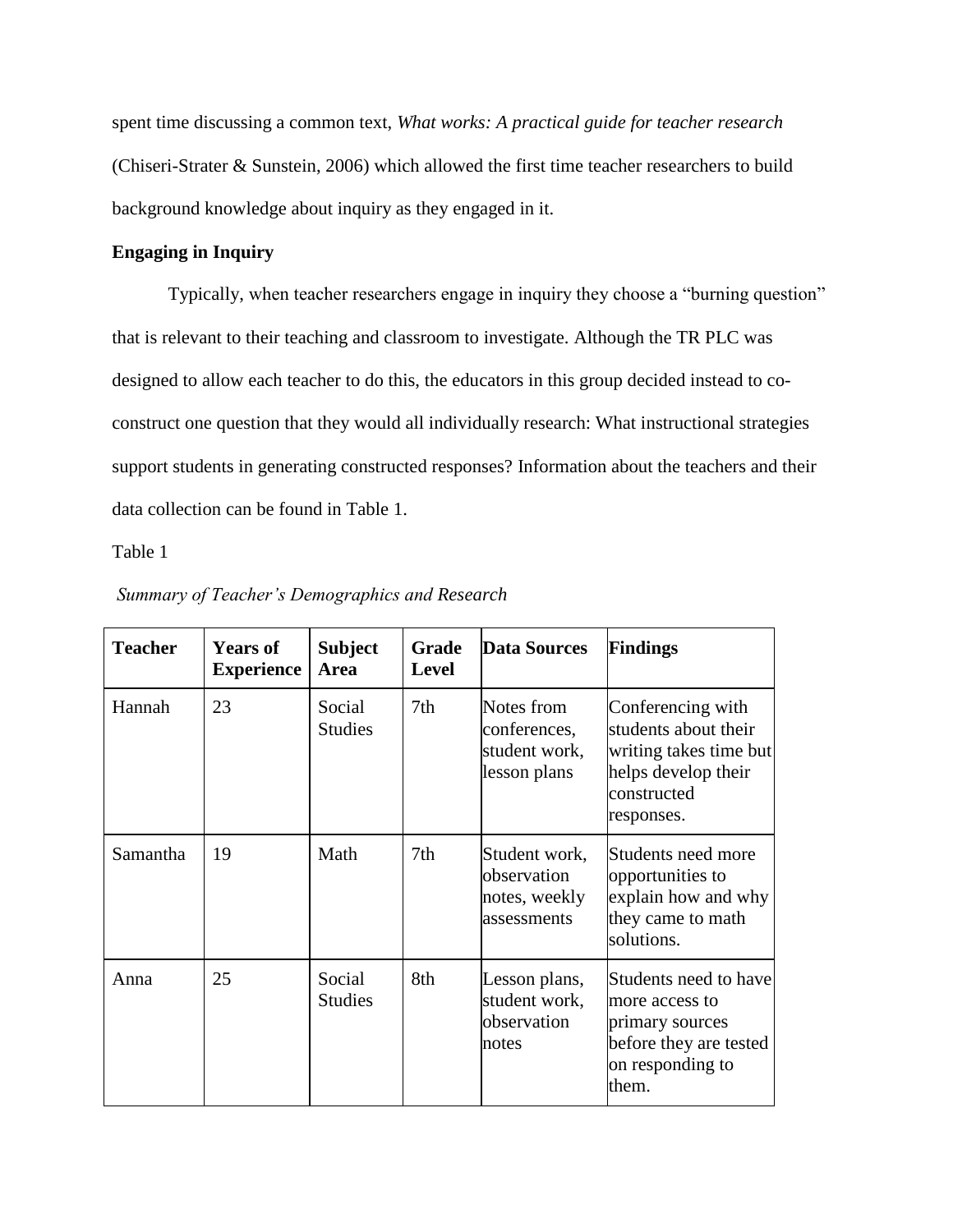spent time discussing a common text, *What works: A practical guide for teacher research* (Chiseri-Strater & Sunstein, 2006) which allowed the first time teacher researchers to build background knowledge about inquiry as they engaged in it.

**Engaging in Inquiry**

Typically, when teacher researchers engage in inquiry they choose a "burning question" that is relevant to their teaching and classroom to investigate. Although the TR PLC was designed to allow each teacher to do this, the educators in this group decided instead to co-construct one question that they would all individually research: What instructional strategies support students in generating constructed responses? Information about the teachers and their data collection can be found in Table 1.

Table 1

*Summary of Teacher's Demographics and Research*

| Teacher | Years of Experience | Subject Area | Grade Level | Data Sources | Findings |
|---|---|---|---|---|---|
| Hannah | 23 | Social Studies | 7th | Notes from conferences, student work, lesson plans | Conferencing with students about their writing takes time but helps develop their constructed responses. |
| Samantha | 19 | Math | 7th | Student work, observation notes, weekly assessments | Students need more opportunities to explain how and why they came to math solutions. |
| Anna | 25 | Social Studies | 8th | Lesson plans, student work, observation notes | Students need to have more access to primary sources before they are tested on responding to them. |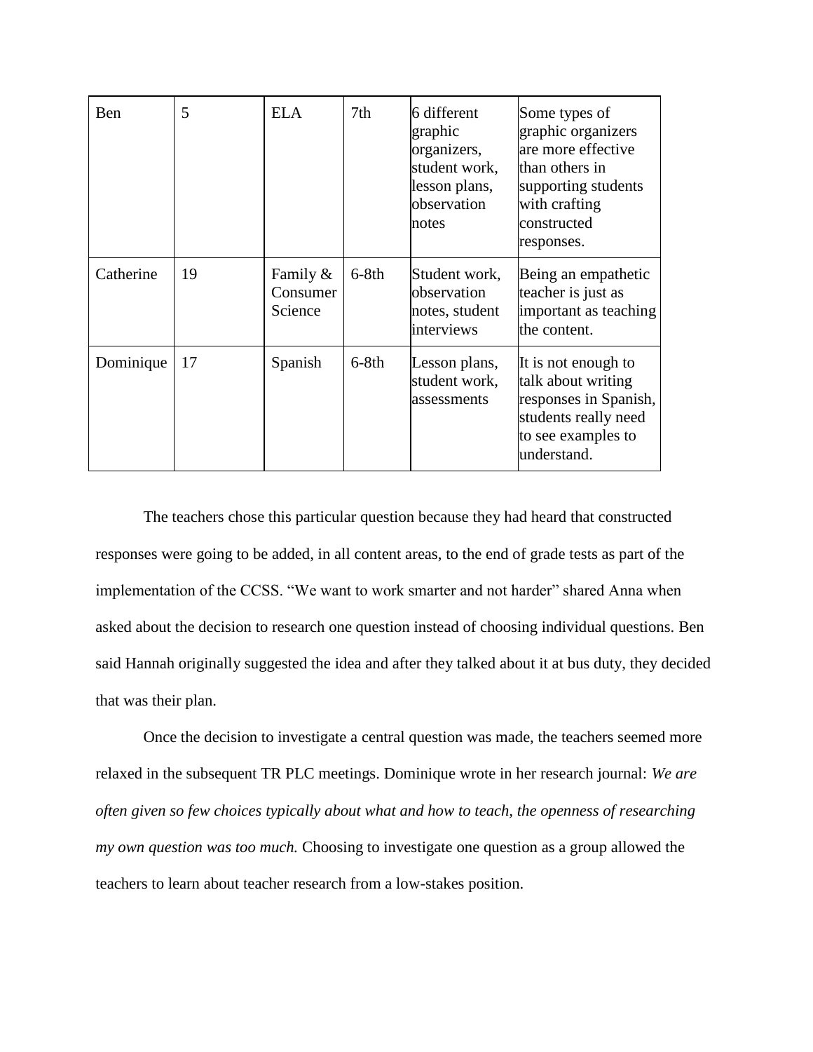| Ben | 5 | ELA | 7th | 6 different graphic organizers, student work, lesson plans, observation notes | Some types of graphic organizers are more effective than others in supporting students with crafting constructed responses. |
|---|---|---|---|---|---|
| Catherine | 19 | Family & Consumer Science | 6-8th | Student work, observation notes, student interviews | Being an empathetic teacher is just as important as teaching the content. |
| Dominique | 17 | Spanish | 6-8th | Lesson plans, student work, assessments | It is not enough to talk about writing responses in Spanish, students really need to see examples to understand. |

The teachers chose this particular question because they had heard that constructed responses were going to be added, in all content areas, to the end of grade tests as part of the implementation of the CCSS. "We want to work smarter and not harder" shared Anna when asked about the decision to research one question instead of choosing individual questions. Ben said Hannah originally suggested the idea and after they talked about it at bus duty, they decided that was their plan.

Once the decision to investigate a central question was made, the teachers seemed more relaxed in the subsequent TR PLC meetings. Dominique wrote in her research journal: *We are often given so few choices typically about what and how to teach, the openness of researching my own question was too much.* Choosing to investigate one question as a group allowed the teachers to learn about teacher research from a low-stakes position.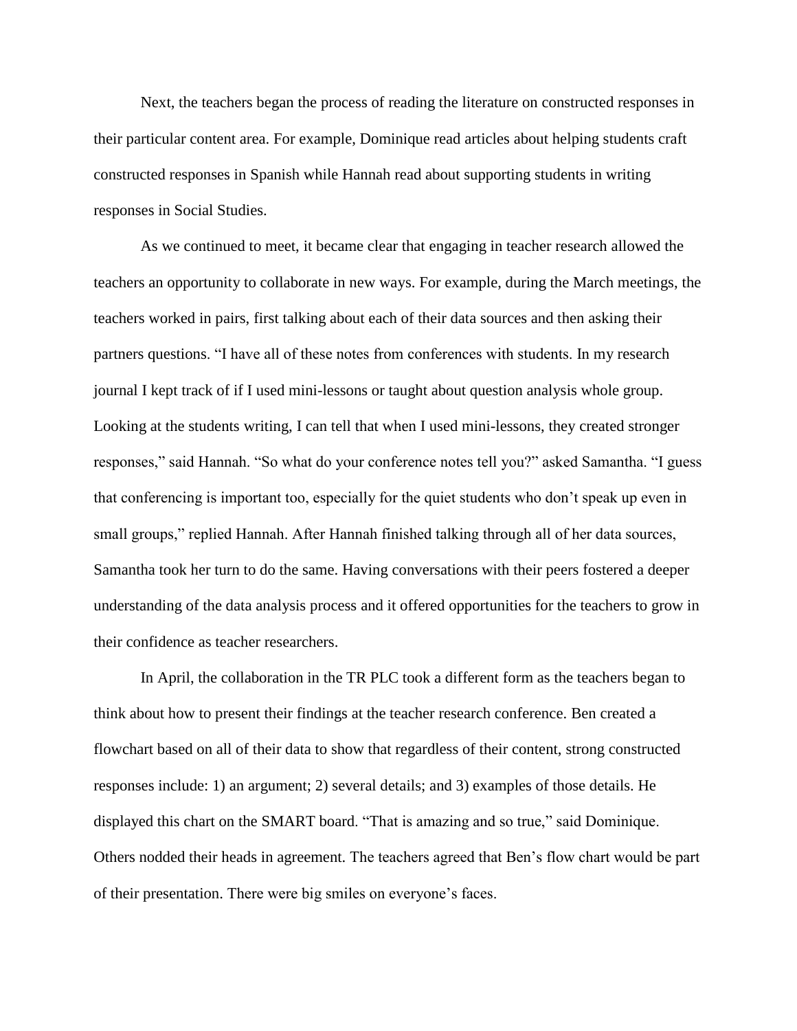Next, the teachers began the process of reading the literature on constructed responses in their particular content area. For example, Dominique read articles about helping students craft constructed responses in Spanish while Hannah read about supporting students in writing responses in Social Studies.

As we continued to meet, it became clear that engaging in teacher research allowed the teachers an opportunity to collaborate in new ways. For example, during the March meetings, the teachers worked in pairs, first talking about each of their data sources and then asking their partners questions. "I have all of these notes from conferences with students. In my research journal I kept track of if I used mini-lessons or taught about question analysis whole group. Looking at the students writing, I can tell that when I used mini-lessons, they created stronger responses," said Hannah. "So what do your conference notes tell you?" asked Samantha. "I guess that conferencing is important too, especially for the quiet students who don't speak up even in small groups," replied Hannah. After Hannah finished talking through all of her data sources, Samantha took her turn to do the same. Having conversations with their peers fostered a deeper understanding of the data analysis process and it offered opportunities for the teachers to grow in their confidence as teacher researchers.

In April, the collaboration in the TR PLC took a different form as the teachers began to think about how to present their findings at the teacher research conference. Ben created a flowchart based on all of their data to show that regardless of their content, strong constructed responses include: 1) an argument; 2) several details; and 3) examples of those details. He displayed this chart on the SMART board. "That is amazing and so true," said Dominique. Others nodded their heads in agreement. The teachers agreed that Ben's flow chart would be part of their presentation. There were big smiles on everyone's faces.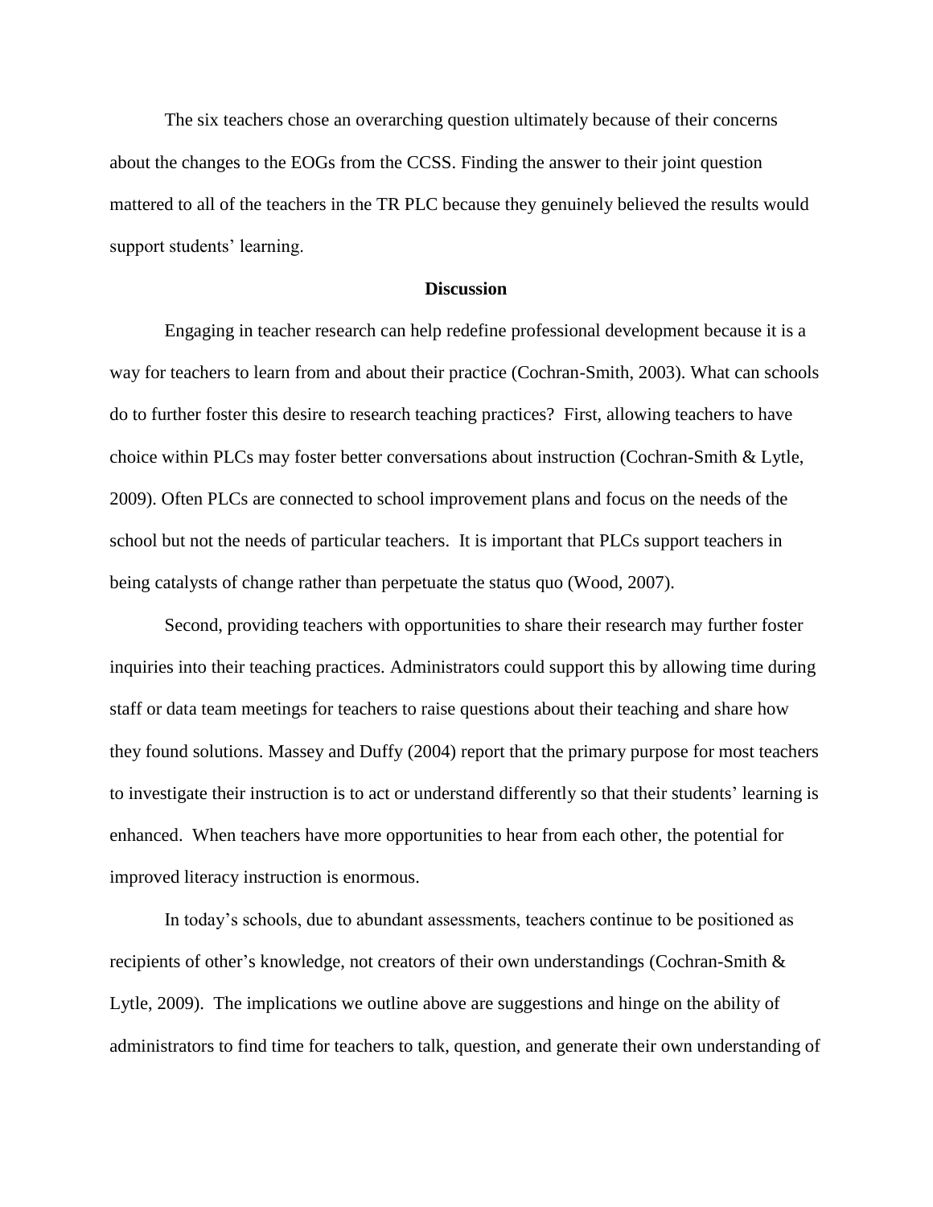The six teachers chose an overarching question ultimately because of their concerns about the changes to the EOGs from the CCSS. Finding the answer to their joint question mattered to all of the teachers in the TR PLC because they genuinely believed the results would support students' learning.

## Discussion

Engaging in teacher research can help redefine professional development because it is a way for teachers to learn from and about their practice (Cochran-Smith, 2003). What can schools do to further foster this desire to research teaching practices? First, allowing teachers to have choice within PLCs may foster better conversations about instruction (Cochran-Smith & Lytle, 2009). Often PLCs are connected to school improvement plans and focus on the needs of the school but not the needs of particular teachers. It is important that PLCs support teachers in being catalysts of change rather than perpetuate the status quo (Wood, 2007).

Second, providing teachers with opportunities to share their research may further foster inquiries into their teaching practices. Administrators could support this by allowing time during staff or data team meetings for teachers to raise questions about their teaching and share how they found solutions. Massey and Duffy (2004) report that the primary purpose for most teachers to investigate their instruction is to act or understand differently so that their students' learning is enhanced. When teachers have more opportunities to hear from each other, the potential for improved literacy instruction is enormous.

In today's schools, due to abundant assessments, teachers continue to be positioned as recipients of other's knowledge, not creators of their own understandings (Cochran-Smith & Lytle, 2009). The implications we outline above are suggestions and hinge on the ability of administrators to find time for teachers to talk, question, and generate their own understanding of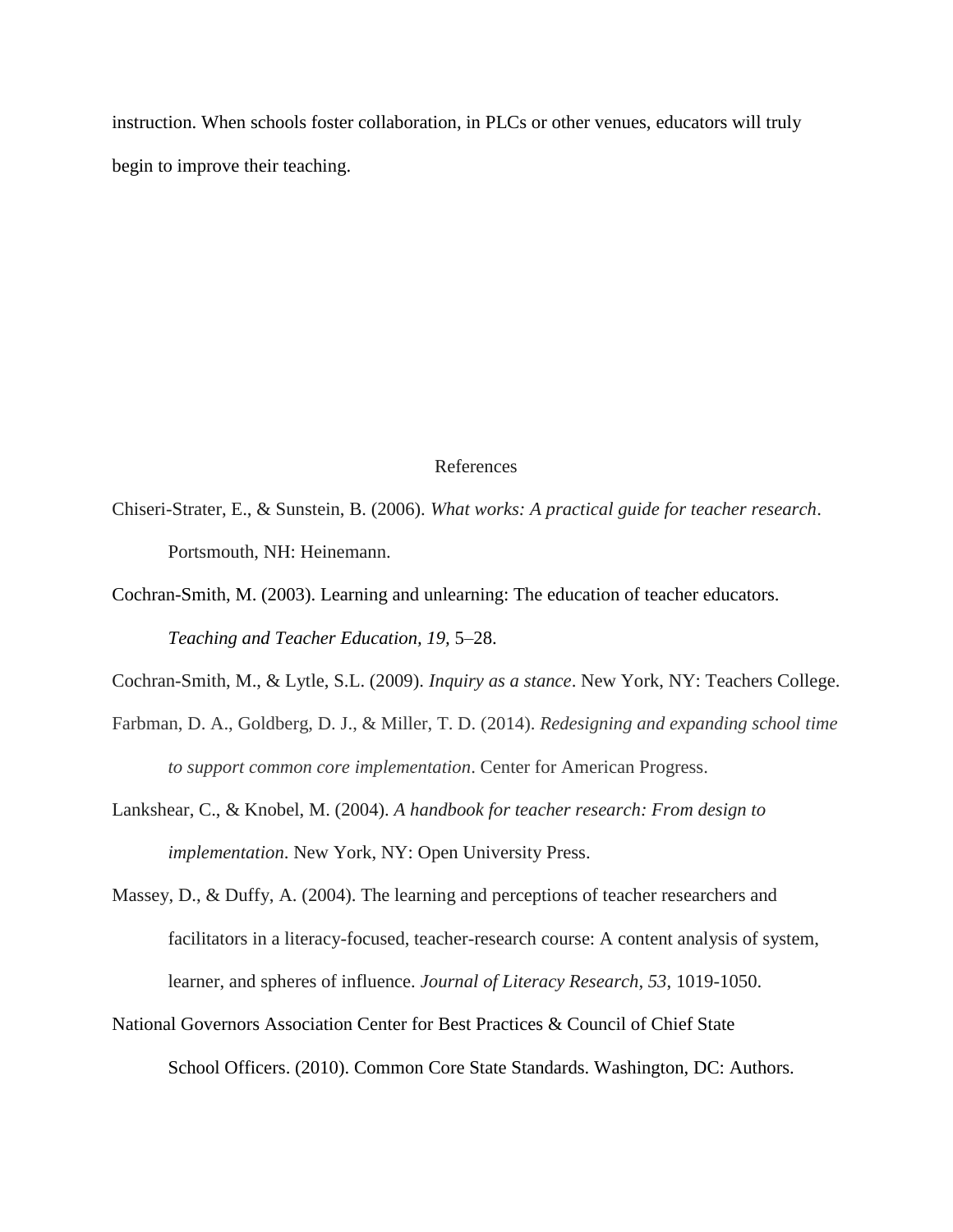instruction. When schools foster collaboration, in PLCs or other venues, educators will truly begin to improve their teaching.

## References

Chiseri-Strater, E., & Sunstein, B. (2006). *What works: A practical guide for teacher research*. Portsmouth, NH: Heinemann.

Cochran-Smith, M. (2003). Learning and unlearning: The education of teacher educators. *Teaching and Teacher Education, 19,* 5–28.

Cochran-Smith, M., & Lytle, S.L. (2009). *Inquiry as a stance*. New York, NY: Teachers College.

Farbman, D. A., Goldberg, D. J., & Miller, T. D. (2014). *Redesigning and expanding school time to support common core implementation*. Center for American Progress.

Lankshear, C., & Knobel, M. (2004). *A handbook for teacher research: From design to implementation*. New York, NY: Open University Press.

Massey, D., & Duffy, A. (2004). The learning and perceptions of teacher researchers and facilitators in a literacy-focused, teacher-research course: A content analysis of system, learner, and spheres of influence. *Journal of Literacy Research, 53*, 1019-1050.

National Governors Association Center for Best Practices & Council of Chief State School Officers. (2010). Common Core State Standards. Washington, DC: Authors.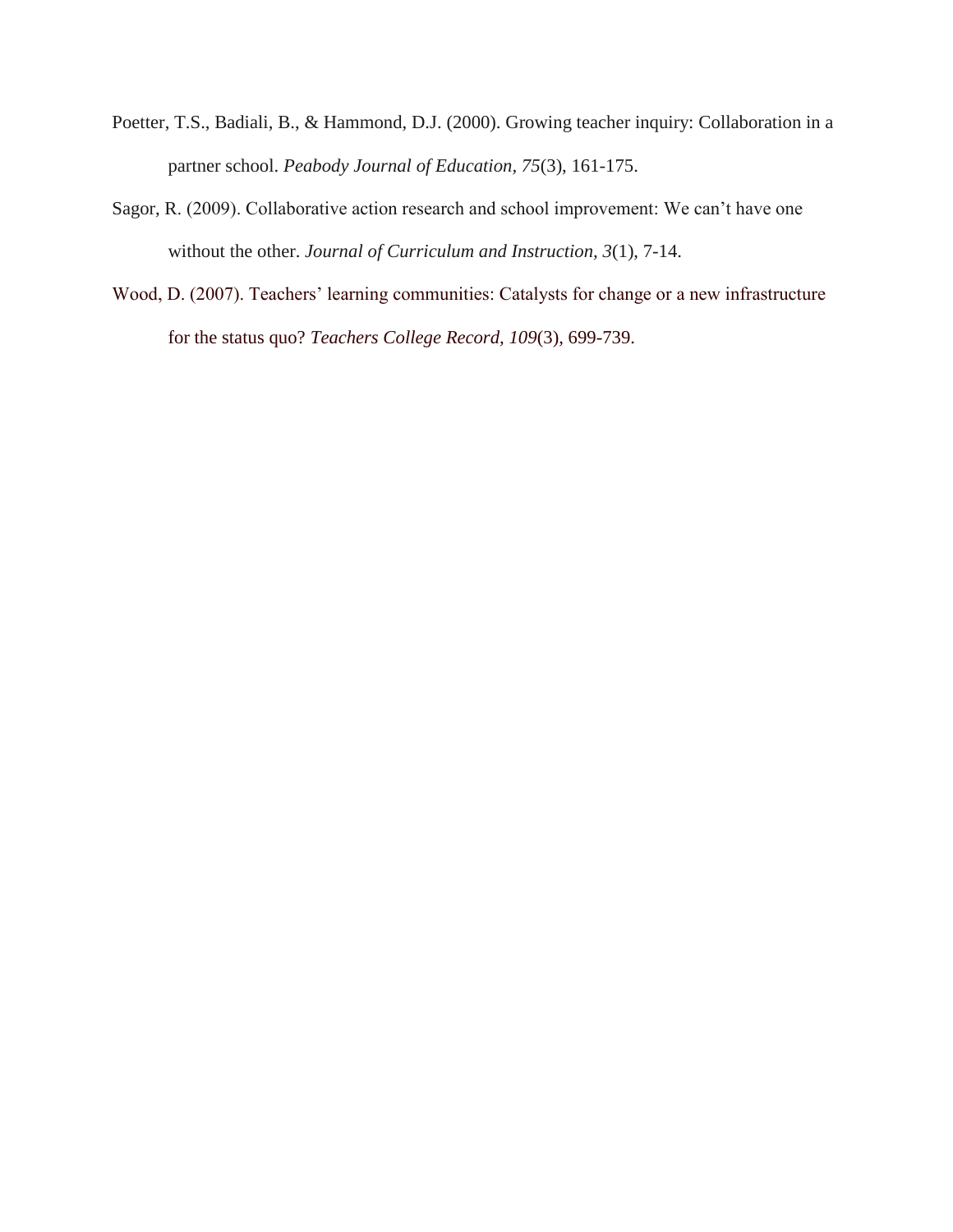Poetter, T.S., Badiali, B., & Hammond, D.J. (2000). Growing teacher inquiry: Collaboration in a partner school. *Peabody Journal of Education, 75*(3), 161-175.

Sagor, R. (2009). Collaborative action research and school improvement: We can't have one without the other. *Journal of Curriculum and Instruction, 3*(1), 7-14.

Wood, D. (2007). Teachers' learning communities: Catalysts for change or a new infrastructure for the status quo? *Teachers College Record, 109*(3), 699-739.